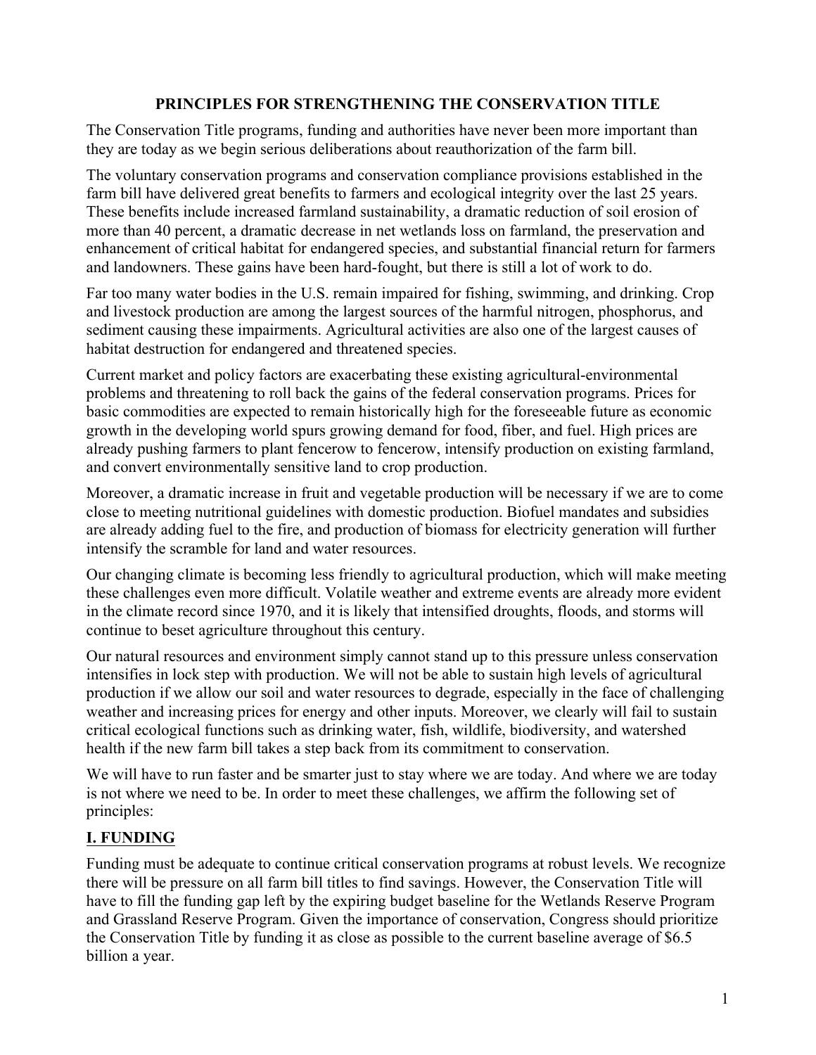# PRINCIPLES FOR STRENGTHENING THE CONSERVATION TITLE

The Conservation Title programs, funding and authorities have never been more important than they are today as we begin serious deliberations about reauthorization of the farm bill.

The voluntary conservation programs and conservation compliance provisions established in the farm bill have delivered great benefits to farmers and ecological integrity over the last 25 years. These benefits include increased farmland sustainability, a dramatic reduction of soil erosion of more than 40 percent, a dramatic decrease in net wetlands loss on farmland, the preservation and enhancement of critical habitat for endangered species, and substantial financial return for farmers and landowners. These gains have been hard-fought, but there is still a lot of work to do.

Far too many water bodies in the U.S. remain impaired for fishing, swimming, and drinking. Crop and livestock production are among the largest sources of the harmful nitrogen, phosphorus, and sediment causing these impairments. Agricultural activities are also one of the largest causes of habitat destruction for endangered and threatened species.

Current market and policy factors are exacerbating these existing agricultural-environmental problems and threatening to roll back the gains of the federal conservation programs. Prices for basic commodities are expected to remain historically high for the foreseeable future as economic growth in the developing world spurs growing demand for food, fiber, and fuel. High prices are already pushing farmers to plant fencerow to fencerow, intensify production on existing farmland, and convert environmentally sensitive land to crop production.

Moreover, a dramatic increase in fruit and vegetable production will be necessary if we are to come close to meeting nutritional guidelines with domestic production. Biofuel mandates and subsidies are already adding fuel to the fire, and production of biomass for electricity generation will further intensify the scramble for land and water resources.

Our changing climate is becoming less friendly to agricultural production, which will make meeting these challenges even more difficult. Volatile weather and extreme events are already more evident in the climate record since 1970, and it is likely that intensified droughts, floods, and storms will continue to beset agriculture throughout this century.

Our natural resources and environment simply cannot stand up to this pressure unless conservation intensifies in lock step with production. We will not be able to sustain high levels of agricultural production if we allow our soil and water resources to degrade, especially in the face of challenging weather and increasing prices for energy and other inputs. Moreover, we clearly will fail to sustain critical ecological functions such as drinking water, fish, wildlife, biodiversity, and watershed health if the new farm bill takes a step back from its commitment to conservation.

We will have to run faster and be smarter just to stay where we are today. And where we are today is not where we need to be. In order to meet these challenges, we affirm the following set of principles:

## I. FUNDING

Funding must be adequate to continue critical conservation programs at robust levels. We recognize there will be pressure on all farm bill titles to find savings. However, the Conservation Title will have to fill the funding gap left by the expiring budget baseline for the Wetlands Reserve Program and Grassland Reserve Program. Given the importance of conservation, Congress should prioritize the Conservation Title by funding it as close as possible to the current baseline average of $6.5 billion a year.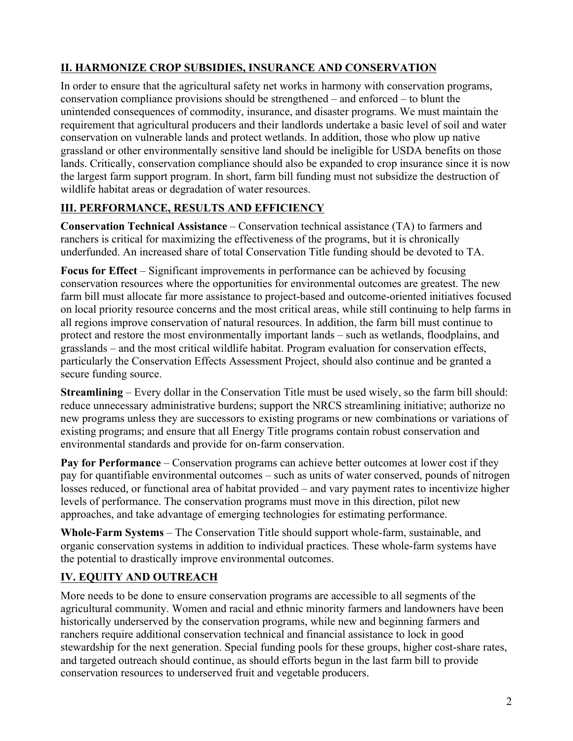## II. HARMONIZE CROP SUBSIDIES, INSURANCE AND CONSERVATION

In order to ensure that the agricultural safety net works in harmony with conservation programs, conservation compliance provisions should be strengthened – and enforced – to blunt the unintended consequences of commodity, insurance, and disaster programs. We must maintain the requirement that agricultural producers and their landlords undertake a basic level of soil and water conservation on vulnerable lands and protect wetlands. In addition, those who plow up native grassland or other environmentally sensitive land should be ineligible for USDA benefits on those lands. Critically, conservation compliance should also be expanded to crop insurance since it is now the largest farm support program. In short, farm bill funding must not subsidize the destruction of wildlife habitat areas or degradation of water resources.

## III. PERFORMANCE, RESULTS AND EFFICIENCY

**Conservation Technical Assistance** – Conservation technical assistance (TA) to farmers and ranchers is critical for maximizing the effectiveness of the programs, but it is chronically underfunded. An increased share of total Conservation Title funding should be devoted to TA.

**Focus for Effect** – Significant improvements in performance can be achieved by focusing conservation resources where the opportunities for environmental outcomes are greatest. The new farm bill must allocate far more assistance to project-based and outcome-oriented initiatives focused on local priority resource concerns and the most critical areas, while still continuing to help farms in all regions improve conservation of natural resources. In addition, the farm bill must continue to protect and restore the most environmentally important lands – such as wetlands, floodplains, and grasslands – and the most critical wildlife habitat. Program evaluation for conservation effects, particularly the Conservation Effects Assessment Project, should also continue and be granted a secure funding source.

**Streamlining** – Every dollar in the Conservation Title must be used wisely, so the farm bill should: reduce unnecessary administrative burdens; support the NRCS streamlining initiative; authorize no new programs unless they are successors to existing programs or new combinations or variations of existing programs; and ensure that all Energy Title programs contain robust conservation and environmental standards and provide for on-farm conservation.

**Pay for Performance** – Conservation programs can achieve better outcomes at lower cost if they pay for quantifiable environmental outcomes – such as units of water conserved, pounds of nitrogen losses reduced, or functional area of habitat provided – and vary payment rates to incentivize higher levels of performance. The conservation programs must move in this direction, pilot new approaches, and take advantage of emerging technologies for estimating performance.

**Whole-Farm Systems** – The Conservation Title should support whole-farm, sustainable, and organic conservation systems in addition to individual practices. These whole-farm systems have the potential to drastically improve environmental outcomes.

## IV. EQUITY AND OUTREACH

More needs to be done to ensure conservation programs are accessible to all segments of the agricultural community. Women and racial and ethnic minority farmers and landowners have been historically underserved by the conservation programs, while new and beginning farmers and ranchers require additional conservation technical and financial assistance to lock in good stewardship for the next generation. Special funding pools for these groups, higher cost-share rates, and targeted outreach should continue, as should efforts begun in the last farm bill to provide conservation resources to underserved fruit and vegetable producers.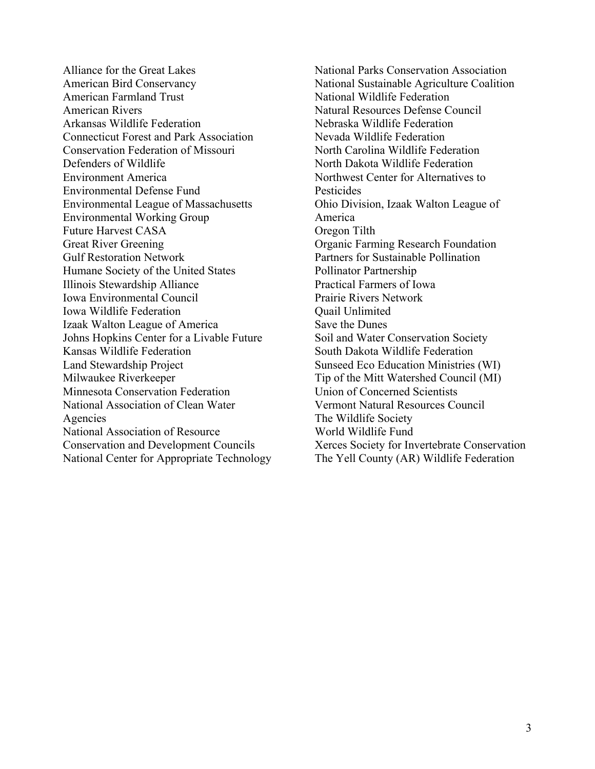Alliance for the Great Lakes
American Bird Conservancy
American Farmland Trust
American Rivers
Arkansas Wildlife Federation
Connecticut Forest and Park Association
Conservation Federation of Missouri
Defenders of Wildlife
Environment America
Environmental Defense Fund
Environmental League of Massachusetts
Environmental Working Group
Future Harvest CASA
Great River Greening
Gulf Restoration Network
Humane Society of the United States
Illinois Stewardship Alliance
Iowa Environmental Council
Iowa Wildlife Federation
Izaak Walton League of America
Johns Hopkins Center for a Livable Future
Kansas Wildlife Federation
Land Stewardship Project
Milwaukee Riverkeeper
Minnesota Conservation Federation
National Association of Clean Water Agencies
National Association of Resource Conservation and Development Councils
National Center for Appropriate Technology
National Parks Conservation Association
National Sustainable Agriculture Coalition
National Wildlife Federation
Natural Resources Defense Council
Nebraska Wildlife Federation
Nevada Wildlife Federation
North Carolina Wildlife Federation
North Dakota Wildlife Federation
Northwest Center for Alternatives to Pesticides
Ohio Division, Izaak Walton League of America
Oregon Tilth
Organic Farming Research Foundation
Partners for Sustainable Pollination
Pollinator Partnership
Practical Farmers of Iowa
Prairie Rivers Network
Quail Unlimited
Save the Dunes
Soil and Water Conservation Society
South Dakota Wildlife Federation
Sunseed Eco Education Ministries (WI)
Tip of the Mitt Watershed Council (MI)
Union of Concerned Scientists
Vermont Natural Resources Council
The Wildlife Society
World Wildlife Fund
Xerces Society for Invertebrate Conservation
The Yell County (AR) Wildlife Federation